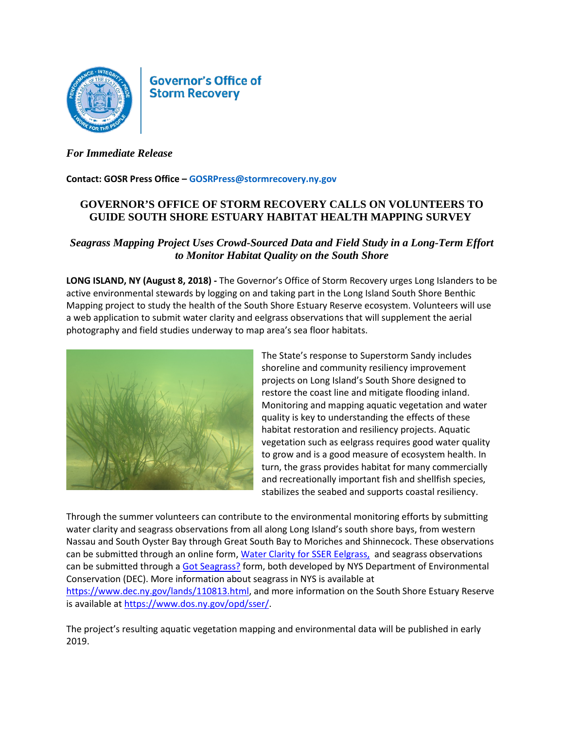Governor's Office of Storm Recovery

*For Immediate Release*

**Contact: GOSR Press Office – GOSRPress@stormrecovery.ny.gov**

# GOVERNOR'S OFFICE OF STORM RECOVERY CALLS ON VOLUNTEERS TO GUIDE SOUTH SHORE ESTUARY HABITAT HEALTH MAPPING SURVEY

## *Seagrass Mapping Project Uses Crowd-Sourced Data and Field Study in a Long-Term Effort to Monitor Habitat Quality on the South Shore*

**LONG ISLAND, NY (August 8, 2018) -** The Governor's Office of Storm Recovery urges Long Islanders to be active environmental stewards by logging on and taking part in the Long Island South Shore Benthic Mapping project to study the health of the South Shore Estuary Reserve ecosystem. Volunteers will use a web application to submit water clarity and eelgrass observations that will supplement the aerial photography and field studies underway to map area's sea floor habitats.

The State's response to Superstorm Sandy includes shoreline and community resiliency improvement projects on Long Island's South Shore designed to restore the coast line and mitigate flooding inland. Monitoring and mapping aquatic vegetation and water quality is key to understanding the effects of these habitat restoration and resiliency projects. Aquatic vegetation such as eelgrass requires good water quality to grow and is a good measure of ecosystem health. In turn, the grass provides habitat for many commercially and recreationally important fish and shellfish species, stabilizes the seabed and supports coastal resiliency.

Through the summer volunteers can contribute to the environmental monitoring efforts by submitting water clarity and seagrass observations from all along Long Island's south shore bays, from western Nassau and South Oyster Bay through Great South Bay to Moriches and Shinnecock. These observations can be submitted through an online form, Water Clarity for SSER Eelgrass, and seagrass observations can be submitted through a Got Seagrass? form, both developed by NYS Department of Environmental Conservation (DEC). More information about seagrass in NYS is available at https://www.dec.ny.gov/lands/110813.html, and more information on the South Shore Estuary Reserve is available at https://www.dos.ny.gov/opd/sser/.

The project's resulting aquatic vegetation mapping and environmental data will be published in early 2019.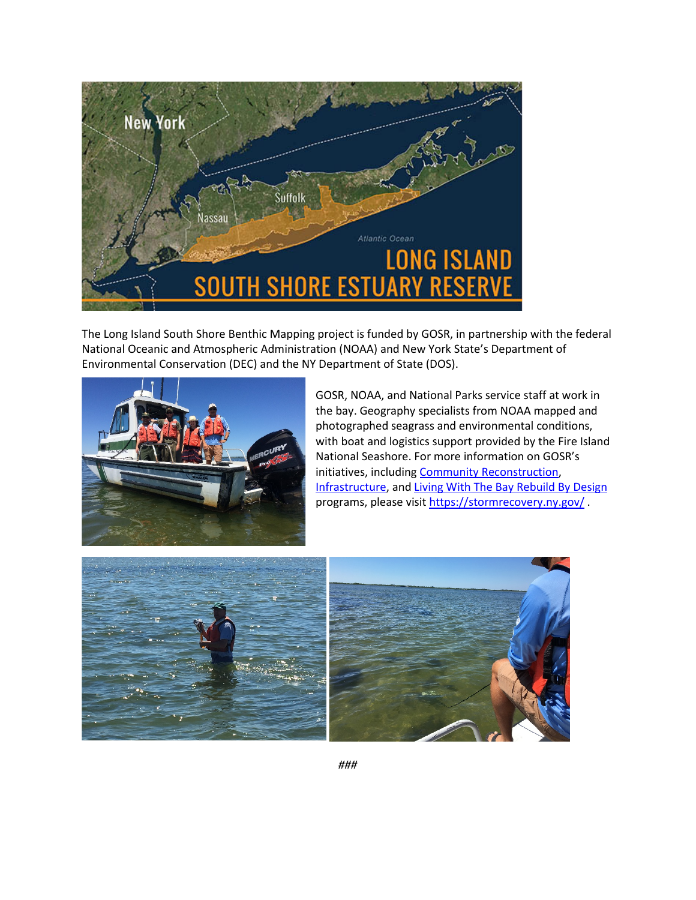The Long Island South Shore Benthic Mapping project is funded by GOSR, in partnership with the federal National Oceanic and Atmospheric Administration (NOAA) and New York State's Department of Environmental Conservation (DEC) and the NY Department of State (DOS).

GOSR, NOAA, and National Parks service staff at work in the bay. Geography specialists from NOAA mapped and photographed seagrass and environmental conditions, with boat and logistics support provided by the Fire Island National Seashore. For more information on GOSR's initiatives, including Community Reconstruction, Infrastructure, and Living With The Bay Rebuild By Design programs, please visit https://stormrecovery.ny.gov/ .

###